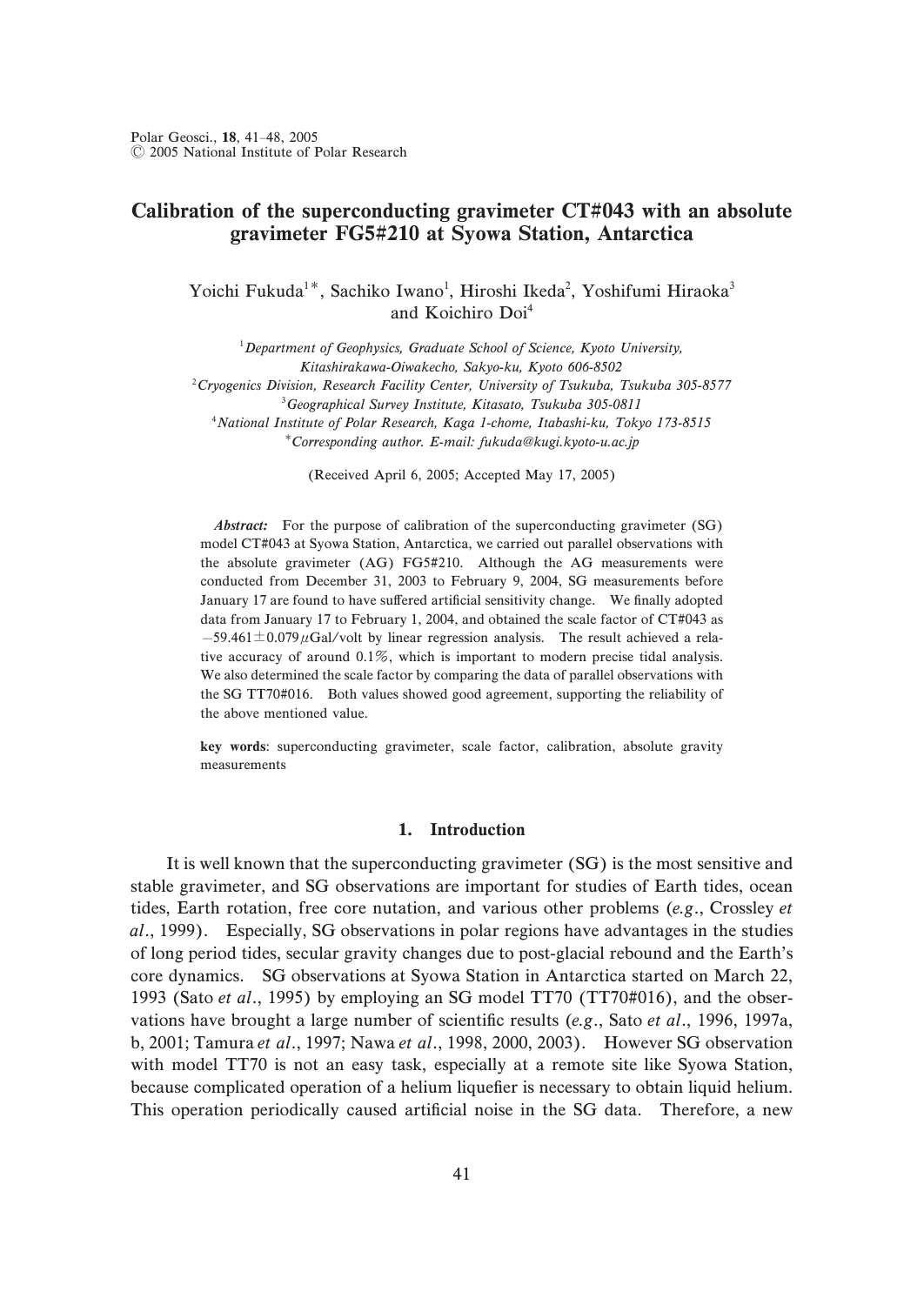# Calibration of the superconducting gravimeter CT#043 with an absolute gravimeter FG5#210 at Syowa Station, Antarctica

Yoichi Fukuda[1*], Sachiko Iwano[1], Hiroshi Ikeda[2], Yoshifumi Hiraoka[3] and Koichiro Doi[4]

[1]*Department of Geophysics, Graduate School of Science, Kyoto University, Kitashirakawa-Oiwakecho, Sakyo-ku, Kyoto 606-8502*
[2]*Cryogenics Division, Research Facility Center, University of Tsukuba, Tsukuba 305-8577*
[3]*Geographical Survey Institute, Kitasato, Tsukuba 305-0811*
[4]*National Institute of Polar Research, Kaga 1-chome, Itabashi-ku, Tokyo 173-8515*
*\*Corresponding author. E-mail: fukuda@kugi.kyoto-u.ac.jp*

(Received April 6, 2005; Accepted May 17, 2005)

*Abstract:* For the purpose of calibration of the superconducting gravimeter (SG) model CT#043 at Syowa Station, Antarctica, we carried out parallel observations with the absolute gravimeter (AG) FG5#210. Although the AG measurements were conducted from December 31, 2003 to February 9, 2004, SG measurements before January 17 are found to have suffered artificial sensitivity change. We finally adopted data from January 17 to February 1, 2004, and obtained the scale factor of CT#043 as $-59.461 \pm 0.079\,\mu$Gal/volt by linear regression analysis. The result achieved a relative accuracy of around 0.1%, which is important to modern precise tidal analysis. We also determined the scale factor by comparing the data of parallel observations with the SG TT70#016. Both values showed good agreement, supporting the reliability of the above mentioned value.

**key words**: superconducting gravimeter, scale factor, calibration, absolute gravity measurements

## 1. Introduction

It is well known that the superconducting gravimeter (SG) is the most sensitive and stable gravimeter, and SG observations are important for studies of Earth tides, ocean tides, Earth rotation, free core nutation, and various other problems (*e.g.*, Crossley *et al*., 1999). Especially, SG observations in polar regions have advantages in the studies of long period tides, secular gravity changes due to post-glacial rebound and the Earth's core dynamics. SG observations at Syowa Station in Antarctica started on March 22, 1993 (Sato *et al*., 1995) by employing an SG model TT70 (TT70#016), and the observations have brought a large number of scientific results (*e.g.*, Sato *et al*., 1996, 1997a, b, 2001; Tamura *et al*., 1997; Nawa *et al*., 1998, 2000, 2003). However SG observation with model TT70 is not an easy task, especially at a remote site like Syowa Station, because complicated operation of a helium liquefier is necessary to obtain liquid helium. This operation periodically caused artificial noise in the SG data. Therefore, a new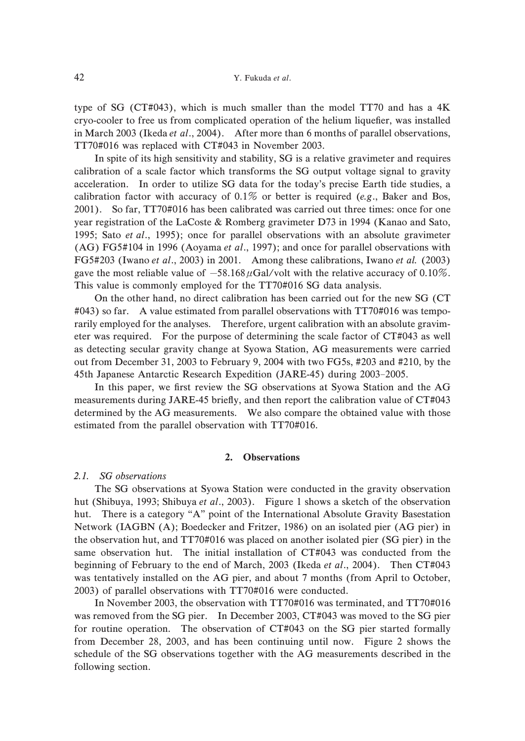type of SG (CT#043), which is much smaller than the model TT70 and has a 4K cryo-cooler to free us from complicated operation of the helium liquefier, was installed in March 2003 (Ikeda *et al*., 2004). After more than 6 months of parallel observations, TT70#016 was replaced with CT#043 in November 2003.

In spite of its high sensitivity and stability, SG is a relative gravimeter and requires calibration of a scale factor which transforms the SG output voltage signal to gravity acceleration. In order to utilize SG data for the today's precise Earth tide studies, a calibration factor with accuracy of 0.1% or better is required (*e.g*., Baker and Bos, 2001). So far, TT70#016 has been calibrated was carried out three times: once for one year registration of the LaCoste & Romberg gravimeter D73 in 1994 (Kanao and Sato, 1995; Sato *et al*., 1995); once for parallel observations with an absolute gravimeter (AG) FG5#104 in 1996 (Aoyama *et al*., 1997); and once for parallel observations with FG5#203 (Iwano *et al*., 2003) in 2001. Among these calibrations, Iwano *et al.* (2003) gave the most reliable value of $-58.168\,\mu$Gal/volt with the relative accuracy of 0.10%. This value is commonly employed for the TT70#016 SG data analysis.

On the other hand, no direct calibration has been carried out for the new SG (CT #043) so far. A value estimated from parallel observations with TT70#016 was temporarily employed for the analyses. Therefore, urgent calibration with an absolute gravimeter was required. For the purpose of determining the scale factor of CT#043 as well as detecting secular gravity change at Syowa Station, AG measurements were carried out from December 31, 2003 to February 9, 2004 with two FG5s, #203 and #210, by the 45th Japanese Antarctic Research Expedition (JARE-45) during 2003–2005.

In this paper, we first review the SG observations at Syowa Station and the AG measurements during JARE-45 briefly, and then report the calibration value of CT#043 determined by the AG measurements. We also compare the obtained value with those estimated from the parallel observation with TT70#016.

## 2. Observations

### 2.1. SG observations

The SG observations at Syowa Station were conducted in the gravity observation hut (Shibuya, 1993; Shibuya *et al*., 2003). Figure 1 shows a sketch of the observation hut. There is a category "A" point of the International Absolute Gravity Basestation Network (IAGBN (A); Boedecker and Fritzer, 1986) on an isolated pier (AG pier) in the observation hut, and TT70#016 was placed on another isolated pier (SG pier) in the same observation hut. The initial installation of CT#043 was conducted from the beginning of February to the end of March, 2003 (Ikeda *et al*., 2004). Then CT#043 was tentatively installed on the AG pier, and about 7 months (from April to October, 2003) of parallel observations with TT70#016 were conducted.

In November 2003, the observation with TT70#016 was terminated, and TT70#016 was removed from the SG pier. In December 2003, CT#043 was moved to the SG pier for routine operation. The observation of CT#043 on the SG pier started formally from December 28, 2003, and has been continuing until now. Figure 2 shows the schedule of the SG observations together with the AG measurements described in the following section.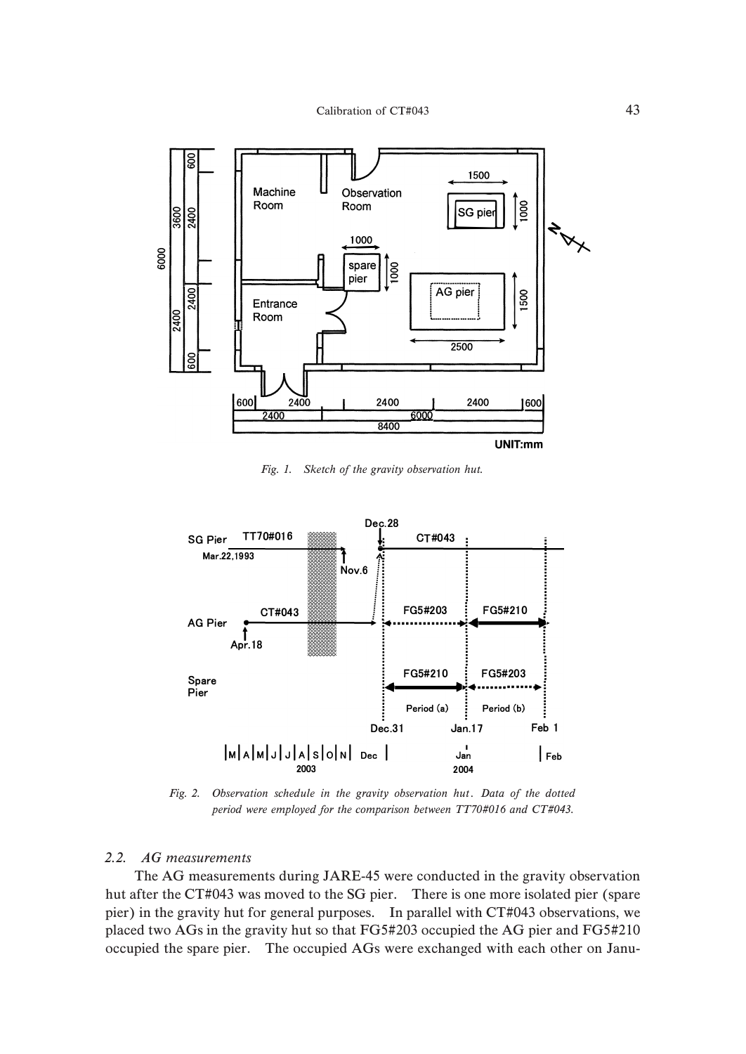Fig. 1. Sketch of the gravity observation hut.

Fig. 2. Observation schedule in the gravity observation hut. Data of the dotted period were employed for the comparison between TT70#016 and CT#043.

### 2.2. AG measurements

The AG measurements during JARE-45 were conducted in the gravity observation hut after the CT#043 was moved to the SG pier. There is one more isolated pier (spare pier) in the gravity hut for general purposes. In parallel with CT#043 observations, we placed two AGs in the gravity hut so that FG5#203 occupied the AG pier and FG5#210 occupied the spare pier. The occupied AGs were exchanged with each other on Janu-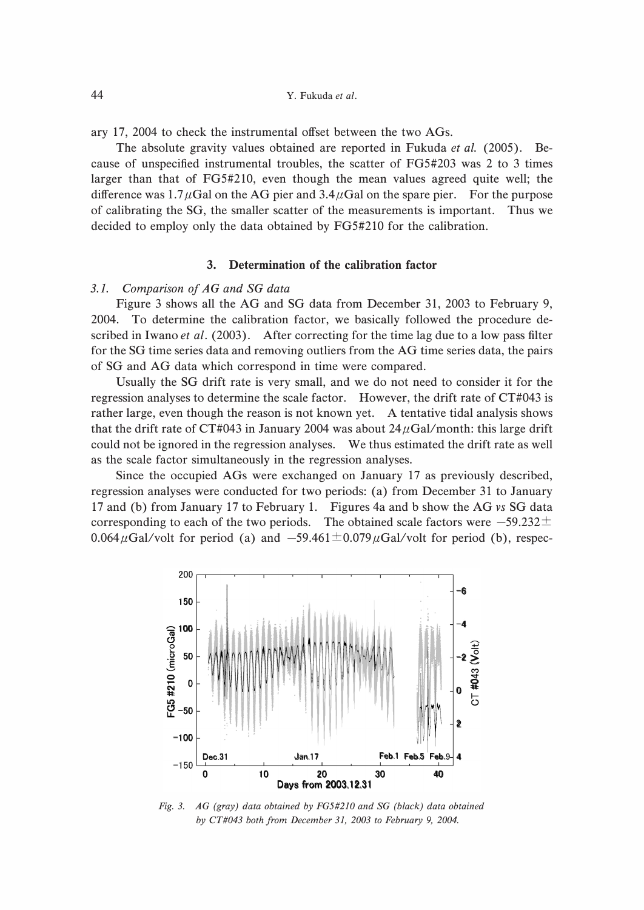ary 17, 2004 to check the instrumental offset between the two AGs.

The absolute gravity values obtained are reported in Fukuda *et al.* (2005). Because of unspecified instrumental troubles, the scatter of FG5#203 was 2 to 3 times larger than that of FG5#210, even though the mean values agreed quite well; the difference was 1.7 $\mu$Gal on the AG pier and 3.4 $\mu$Gal on the spare pier. For the purpose of calibrating the SG, the smaller scatter of the measurements is important. Thus we decided to employ only the data obtained by FG5#210 for the calibration.

## 3. Determination of the calibration factor

### *3.1. Comparison of AG and SG data*

Figure 3 shows all the AG and SG data from December 31, 2003 to February 9, 2004. To determine the calibration factor, we basically followed the procedure described in Iwano *et al*. (2003). After correcting for the time lag due to a low pass filter for the SG time series data and removing outliers from the AG time series data, the pairs of SG and AG data which correspond in time were compared.

Usually the SG drift rate is very small, and we do not need to consider it for the regression analyses to determine the scale factor. However, the drift rate of CT#043 is rather large, even though the reason is not known yet. A tentative tidal analysis shows that the drift rate of CT#043 in January 2004 was about 24 $\mu$Gal/month: this large drift could not be ignored in the regression analyses. We thus estimated the drift rate as well as the scale factor simultaneously in the regression analyses.

Since the occupied AGs were exchanged on January 17 as previously described, regression analyses were conducted for two periods: (a) from December 31 to January 17 and (b) from January 17 to February 1. Figures 4a and b show the AG *vs* SG data corresponding to each of the two periods. The obtained scale factors were $-59.232 \pm 0.064$ $\mu$Gal/volt for period (a) and $-59.461 \pm 0.079$ $\mu$Gal/volt for period (b), respec-

*Fig. 3. AG (gray) data obtained by FG5#210 and SG (black) data obtained by CT#043 both from December 31, 2003 to February 9, 2004.*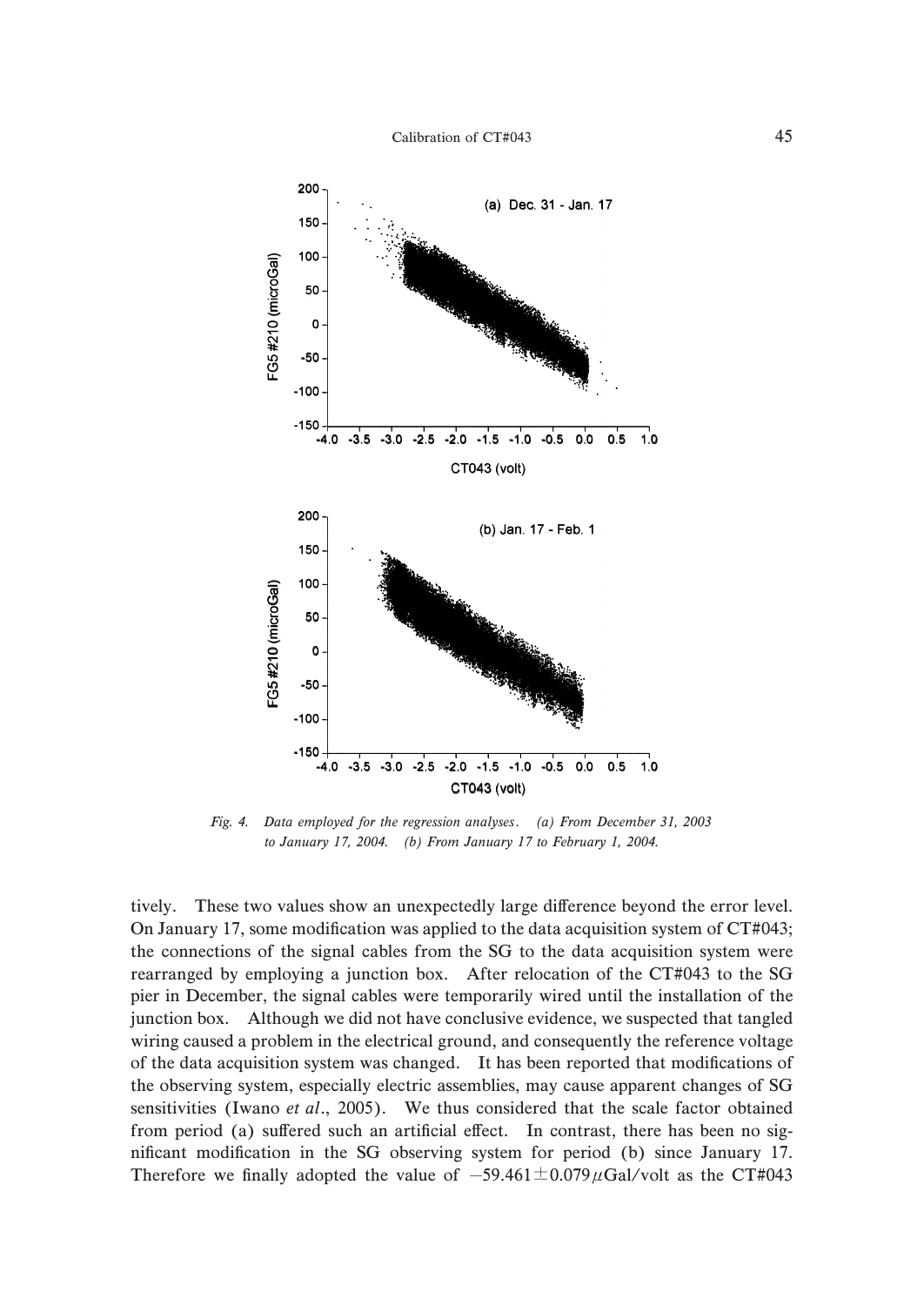*Fig. 4. Data employed for the regression analyses. (a) From December 31, 2003 to January 17, 2004. (b) From January 17 to February 1, 2004.*

tively. These two values show an unexpectedly large difference beyond the error level. On January 17, some modification was applied to the data acquisition system of CT#043; the connections of the signal cables from the SG to the data acquisition system were rearranged by employing a junction box. After relocation of the CT#043 to the SG pier in December, the signal cables were temporarily wired until the installation of the junction box. Although we did not have conclusive evidence, we suspected that tangled wiring caused a problem in the electrical ground, and consequently the reference voltage of the data acquisition system was changed. It has been reported that modifications of the observing system, especially electric assemblies, may cause apparent changes of SG sensitivities (Iwano *et al*., 2005). We thus considered that the scale factor obtained from period (a) suffered such an artificial effect. In contrast, there has been no significant modification in the SG observing system for period (b) since January 17. Therefore we finally adopted the value of $-59.461 \pm 0.079\,\mu$Gal/volt as the CT#043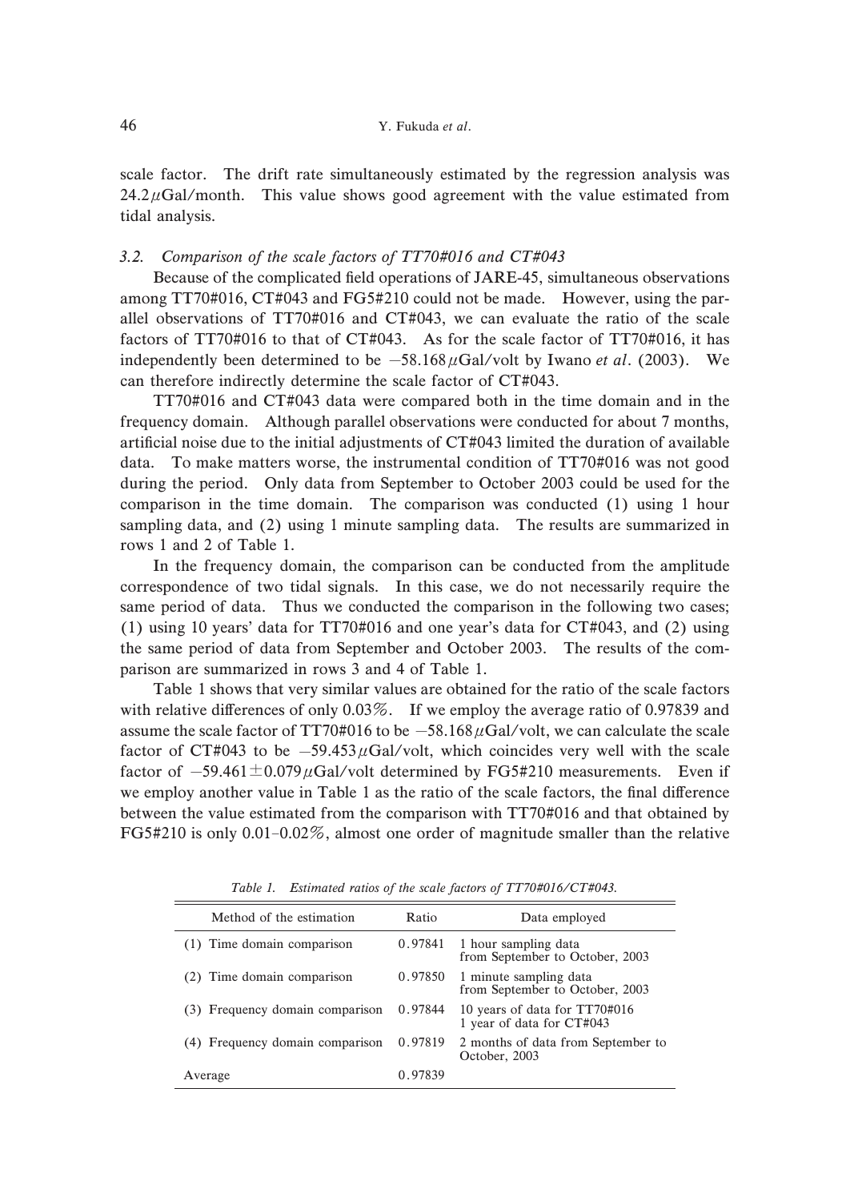scale factor. The drift rate simultaneously estimated by the regression analysis was $24.2\,\mu$Gal/month. This value shows good agreement with the value estimated from tidal analysis.

### 3.2. *Comparison of the scale factors of TT70#016 and CT#043*

Because of the complicated field operations of JARE-45, simultaneous observations among TT70#016, CT#043 and FG5#210 could not be made. However, using the parallel observations of TT70#016 and CT#043, we can evaluate the ratio of the scale factors of TT70#016 to that of CT#043. As for the scale factor of TT70#016, it has independently been determined to be $-58.168\,\mu$Gal/volt by Iwano *et al*. (2003). We can therefore indirectly determine the scale factor of CT#043.

TT70#016 and CT#043 data were compared both in the time domain and in the frequency domain. Although parallel observations were conducted for about 7 months, artificial noise due to the initial adjustments of CT#043 limited the duration of available data. To make matters worse, the instrumental condition of TT70#016 was not good during the period. Only data from September to October 2003 could be used for the comparison in the time domain. The comparison was conducted (1) using 1 hour sampling data, and (2) using 1 minute sampling data. The results are summarized in rows 1 and 2 of Table 1.

In the frequency domain, the comparison can be conducted from the amplitude correspondence of two tidal signals. In this case, we do not necessarily require the same period of data. Thus we conducted the comparison in the following two cases; (1) using 10 years' data for TT70#016 and one year's data for CT#043, and (2) using the same period of data from September and October 2003. The results of the comparison are summarized in rows 3 and 4 of Table 1.

Table 1 shows that very similar values are obtained for the ratio of the scale factors with relative differences of only 0.03%. If we employ the average ratio of 0.97839 and assume the scale factor of TT70#016 to be $-58.168\,\mu$Gal/volt, we can calculate the scale factor of CT#043 to be $-59.453\,\mu$Gal/volt, which coincides very well with the scale factor of $-59.461\pm0.079\,\mu$Gal/volt determined by FG5#210 measurements. Even if we employ another value in Table 1 as the ratio of the scale factors, the final difference between the value estimated from the comparison with TT70#016 and that obtained by FG5#210 is only 0.01–0.02%, almost one order of magnitude smaller than the relative

*Table 1. Estimated ratios of the scale factors of TT70#016/CT#043.*

| Method of the estimation | Ratio | Data employed |
|---|---|---|
| (1) Time domain comparison | 0.97841 | 1 hour sampling data from September to October, 2003 |
| (2) Time domain comparison | 0.97850 | 1 minute sampling data from September to October, 2003 |
| (3) Frequency domain comparison | 0.97844 | 10 years of data for TT70#016 1 year of data for CT#043 |
| (4) Frequency domain comparison | 0.97819 | 2 months of data from September to October, 2003 |
| Average | 0.97839 | |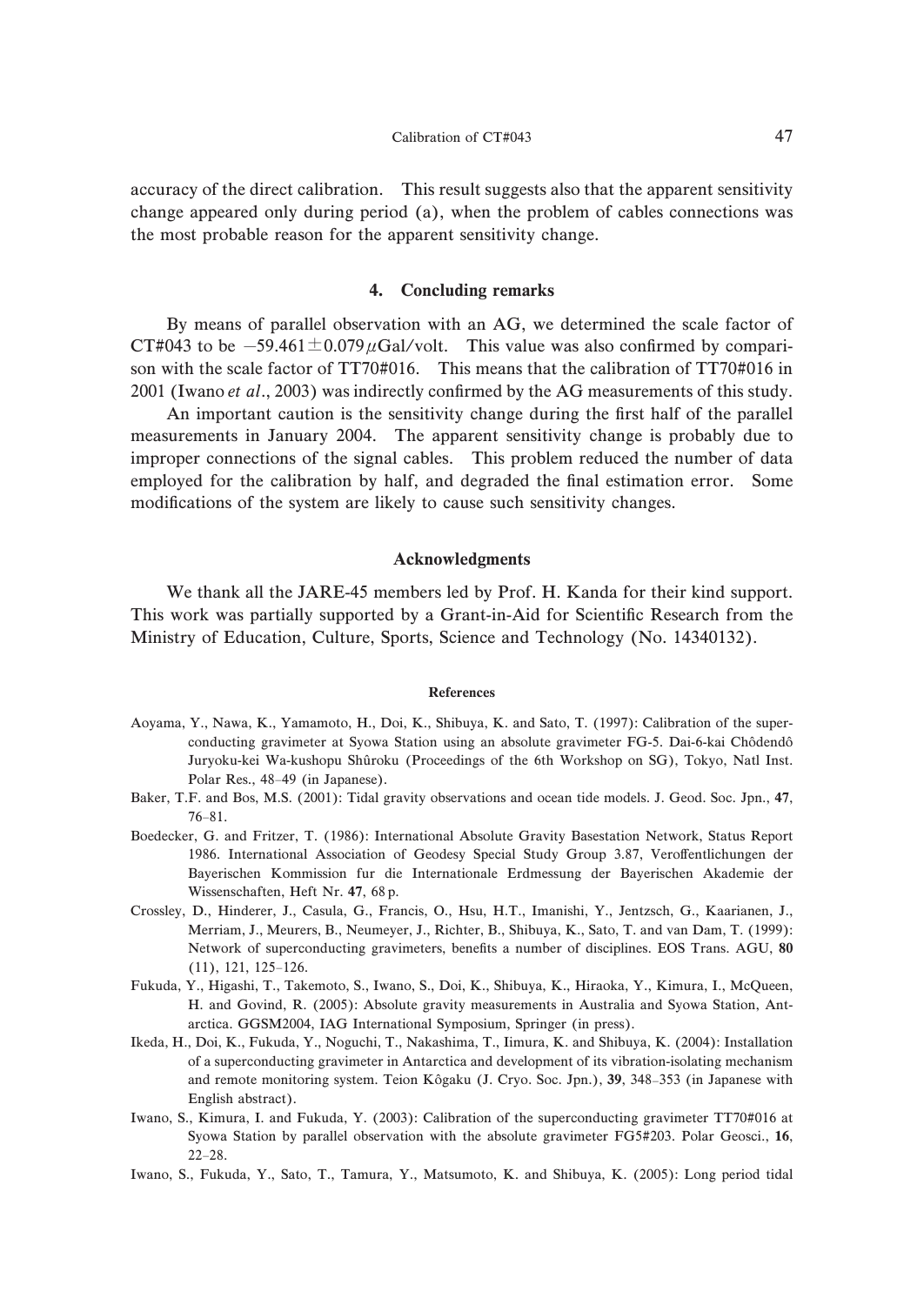accuracy of the direct calibration. This result suggests also that the apparent sensitivity change appeared only during period (a), when the problem of cables connections was the most probable reason for the apparent sensitivity change.

## 4. Concluding remarks

By means of parallel observation with an AG, we determined the scale factor of CT#043 to be $-59.461 \pm 0.079\,\mu$Gal/volt. This value was also confirmed by comparison with the scale factor of TT70#016. This means that the calibration of TT70#016 in 2001 (Iwano *et al*., 2003) was indirectly confirmed by the AG measurements of this study.

An important caution is the sensitivity change during the first half of the parallel measurements in January 2004. The apparent sensitivity change is probably due to improper connections of the signal cables. This problem reduced the number of data employed for the calibration by half, and degraded the final estimation error. Some modifications of the system are likely to cause such sensitivity changes.

## Acknowledgments

We thank all the JARE-45 members led by Prof. H. Kanda for their kind support. This work was partially supported by a Grant-in-Aid for Scientific Research from the Ministry of Education, Culture, Sports, Science and Technology (No. 14340132).

## References

Aoyama, Y., Nawa, K., Yamamoto, H., Doi, K., Shibuya, K. and Sato, T. (1997): Calibration of the superconducting gravimeter at Syowa Station using an absolute gravimeter FG-5. Dai-6-kai Chôdendô Juryoku-kei Wa-kushopu Shûroku (Proceedings of the 6th Workshop on SG), Tokyo, Natl Inst. Polar Res., 48–49 (in Japanese).

Baker, T.F. and Bos, M.S. (2001): Tidal gravity observations and ocean tide models. J. Geod. Soc. Jpn., **47**, 76–81.

Boedecker, G. and Fritzer, T. (1986): International Absolute Gravity Basestation Network, Status Report 1986. International Association of Geodesy Special Study Group 3.87, Veroffentlichungen der Bayerischen Kommission fur die Internationale Erdmessung der Bayerischen Akademie der Wissenschaften, Heft Nr. **47**, 68 p.

Crossley, D., Hinderer, J., Casula, G., Francis, O., Hsu, H.T., Imanishi, Y., Jentzsch, G., Kaarianen, J., Merriam, J., Meurers, B., Neumeyer, J., Richter, B., Shibuya, K., Sato, T. and van Dam, T. (1999): Network of superconducting gravimeters, benefits a number of disciplines. EOS Trans. AGU, **80** (11), 121, 125–126.

Fukuda, Y., Higashi, T., Takemoto, S., Iwano, S., Doi, K., Shibuya, K., Hiraoka, Y., Kimura, I., McQueen, H. and Govind, R. (2005): Absolute gravity measurements in Australia and Syowa Station, Antarctica. GGSM2004, IAG International Symposium, Springer (in press).

Ikeda, H., Doi, K., Fukuda, Y., Noguchi, T., Nakashima, T., Iimura, K. and Shibuya, K. (2004): Installation of a superconducting gravimeter in Antarctica and development of its vibration-isolating mechanism and remote monitoring system. Teion Kôgaku (J. Cryo. Soc. Jpn.), **39**, 348–353 (in Japanese with English abstract).

Iwano, S., Kimura, I. and Fukuda, Y. (2003): Calibration of the superconducting gravimeter TT70#016 at Syowa Station by parallel observation with the absolute gravimeter FG5#203. Polar Geosci., **16**, 22–28.

Iwano, S., Fukuda, Y., Sato, T., Tamura, Y., Matsumoto, K. and Shibuya, K. (2005): Long period tidal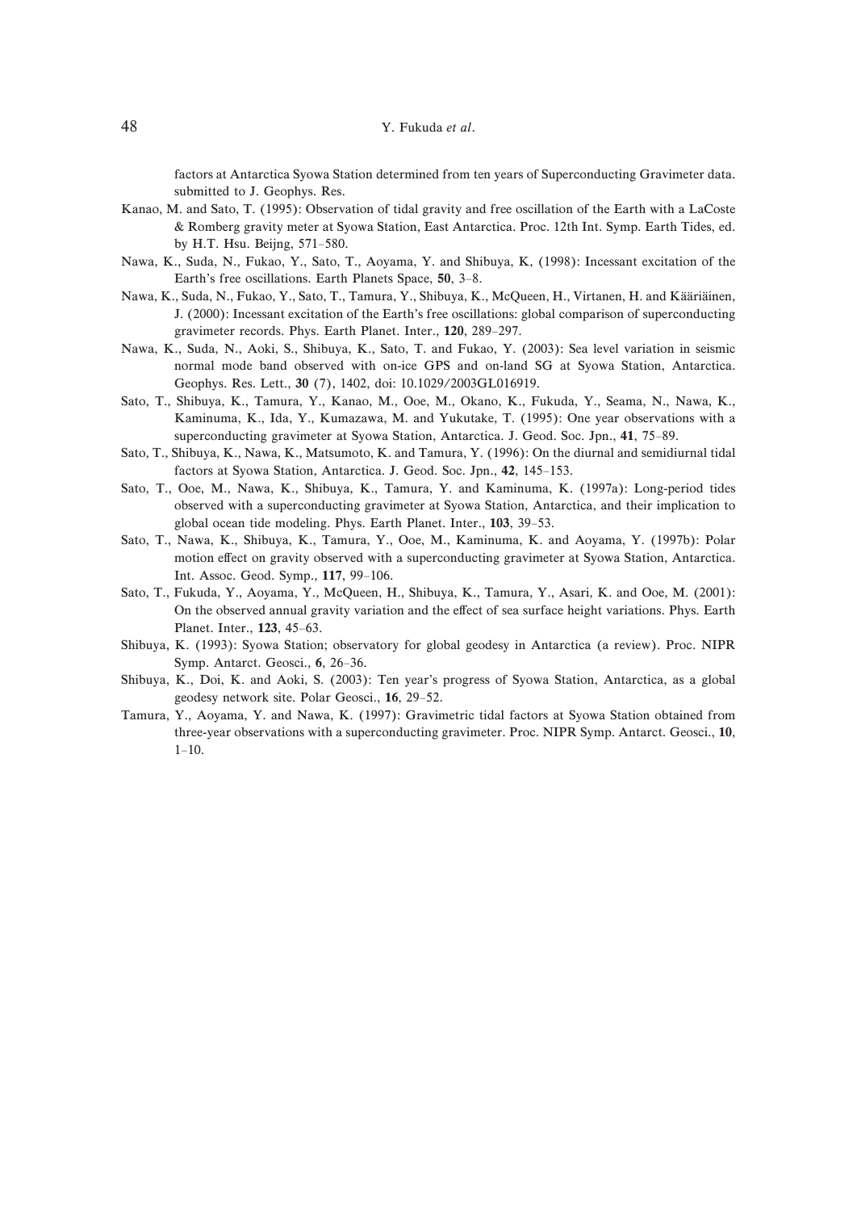factors at Antarctica Syowa Station determined from ten years of Superconducting Gravimeter data. submitted to J. Geophys. Res.

Kanao, M. and Sato, T. (1995): Observation of tidal gravity and free oscillation of the Earth with a LaCoste & Romberg gravity meter at Syowa Station, East Antarctica. Proc. 12th Int. Symp. Earth Tides, ed. by H.T. Hsu. Beijng, 571–580.

Nawa, K., Suda, N., Fukao, Y., Sato, T., Aoyama, Y. and Shibuya, K, (1998): Incessant excitation of the Earth's free oscillations. Earth Planets Space, **50**, 3–8.

Nawa, K., Suda, N., Fukao, Y., Sato, T., Tamura, Y., Shibuya, K., McQueen, H., Virtanen, H. and Kääriäinen, J. (2000): Incessant excitation of the Earth's free oscillations: global comparison of superconducting gravimeter records. Phys. Earth Planet. Inter., **120**, 289–297.

Nawa, K., Suda, N., Aoki, S., Shibuya, K., Sato, T. and Fukao, Y. (2003): Sea level variation in seismic normal mode band observed with on-ice GPS and on-land SG at Syowa Station, Antarctica. Geophys. Res. Lett., **30** (7), 1402, doi: 10.1029/2003GL016919.

Sato, T., Shibuya, K., Tamura, Y., Kanao, M., Ooe, M., Okano, K., Fukuda, Y., Seama, N., Nawa, K., Kaminuma, K., Ida, Y., Kumazawa, M. and Yukutake, T. (1995): One year observations with a superconducting gravimeter at Syowa Station, Antarctica. J. Geod. Soc. Jpn., **41**, 75–89.

Sato, T., Shibuya, K., Nawa, K., Matsumoto, K. and Tamura, Y. (1996): On the diurnal and semidiurnal tidal factors at Syowa Station, Antarctica. J. Geod. Soc. Jpn., **42**, 145–153.

Sato, T., Ooe, M., Nawa, K., Shibuya, K., Tamura, Y. and Kaminuma, K. (1997a): Long-period tides observed with a superconducting gravimeter at Syowa Station, Antarctica, and their implication to global ocean tide modeling. Phys. Earth Planet. Inter., **103**, 39–53.

Sato, T., Nawa, K., Shibuya, K., Tamura, Y., Ooe, M., Kaminuma, K. and Aoyama, Y. (1997b): Polar motion effect on gravity observed with a superconducting gravimeter at Syowa Station, Antarctica. Int. Assoc. Geod. Symp., **117**, 99–106.

Sato, T., Fukuda, Y., Aoyama, Y., McQueen, H., Shibuya, K., Tamura, Y., Asari, K. and Ooe, M. (2001): On the observed annual gravity variation and the effect of sea surface height variations. Phys. Earth Planet. Inter., **123**, 45–63.

Shibuya, K. (1993): Syowa Station; observatory for global geodesy in Antarctica (a review). Proc. NIPR Symp. Antarct. Geosci., **6**, 26–36.

Shibuya, K., Doi, K. and Aoki, S. (2003): Ten year's progress of Syowa Station, Antarctica, as a global geodesy network site. Polar Geosci., **16**, 29–52.

Tamura, Y., Aoyama, Y. and Nawa, K. (1997): Gravimetric tidal factors at Syowa Station obtained from three-year observations with a superconducting gravimeter. Proc. NIPR Symp. Antarct. Geosci., **10**, 1–10.